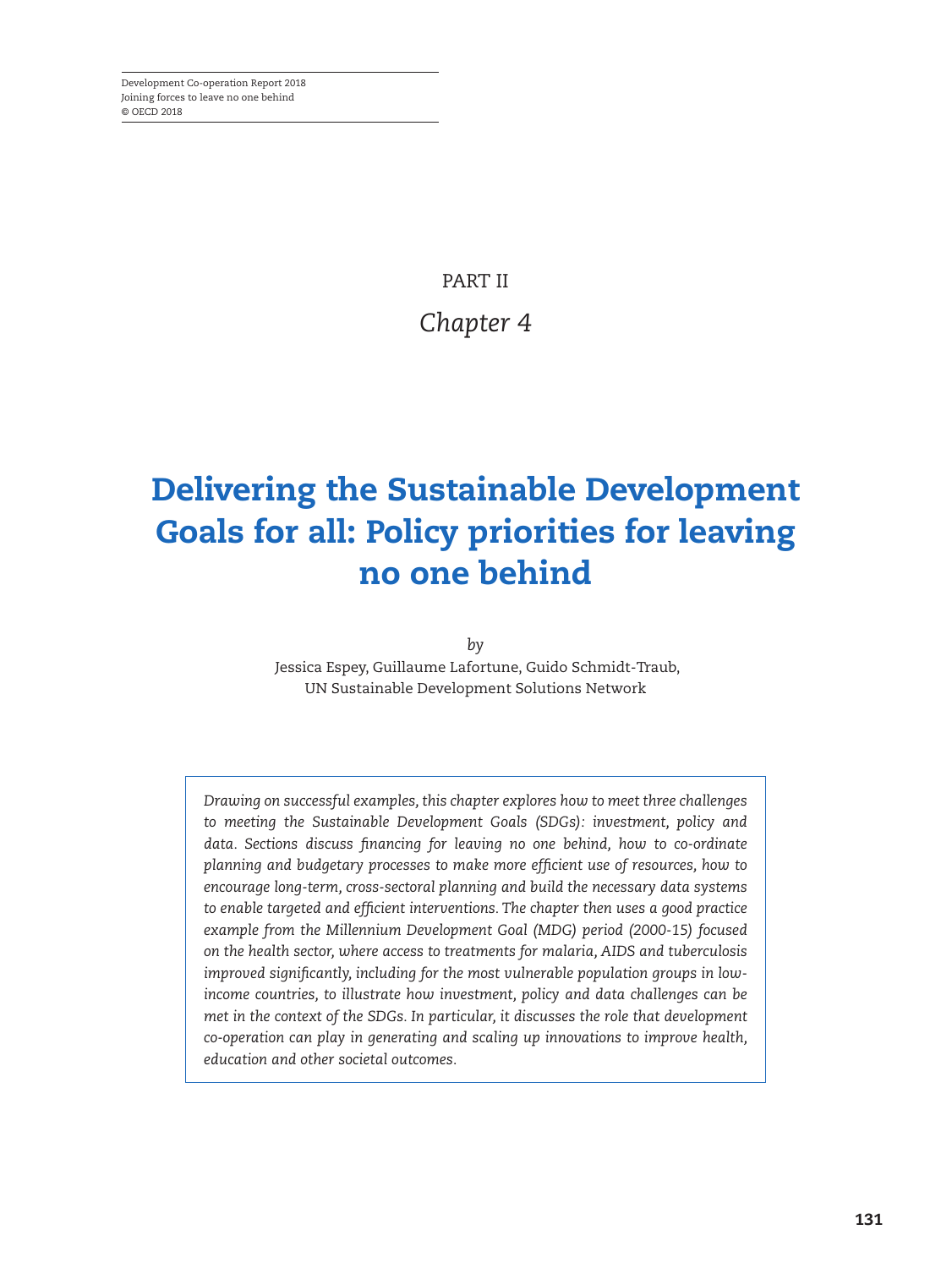PART II

*Chapter 4*

# Delivering the Sustainable Development Goals for all: Policy priorities for leaving no one behind

*by*

Jessica Espey, Guillaume Lafortune, Guido Schmidt-Traub,
UN Sustainable Development Solutions Network

*Drawing on successful examples, this chapter explores how to meet three challenges to meeting the Sustainable Development Goals (SDGs): investment, policy and data. Sections discuss financing for leaving no one behind, how to co-ordinate planning and budgetary processes to make more efficient use of resources, how to encourage long-term, cross-sectoral planning and build the necessary data systems to enable targeted and efficient interventions. The chapter then uses a good practice example from the Millennium Development Goal (MDG) period (2000-15) focused on the health sector, where access to treatments for malaria, AIDS and tuberculosis improved significantly, including for the most vulnerable population groups in low-income countries, to illustrate how investment, policy and data challenges can be met in the context of the SDGs. In particular, it discusses the role that development co-operation can play in generating and scaling up innovations to improve health, education and other societal outcomes.*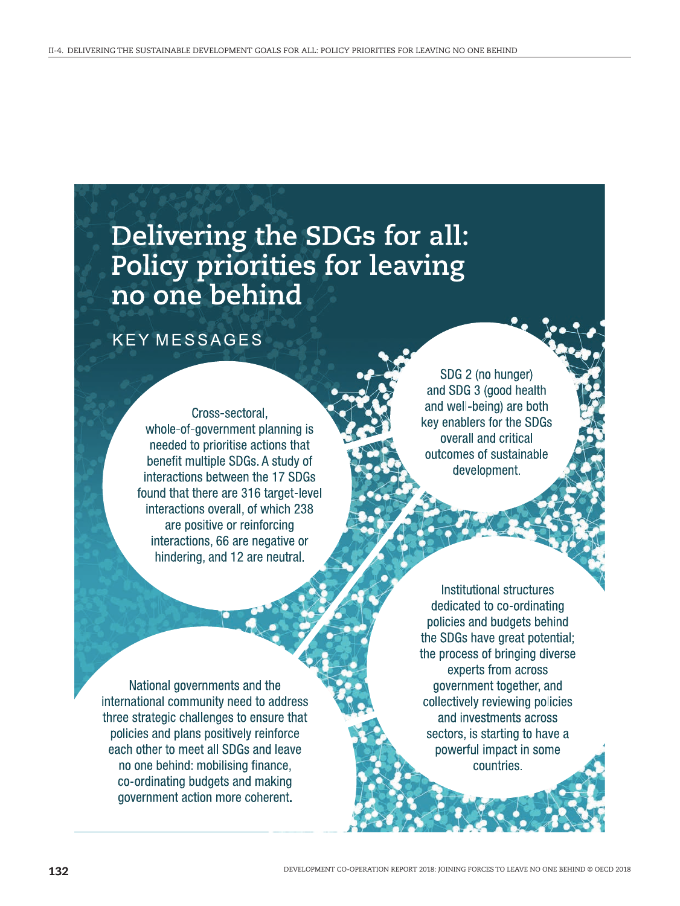# Delivering the SDGs for all: Policy priorities for leaving no one behind

## KEY MESSAGES

Cross-sectoral, whole-of-government planning is needed to prioritise actions that benefit multiple SDGs. A study of interactions between the 17 SDGs found that there are 316 target-level interactions overall, of which 238 are positive or reinforcing interactions, 66 are negative or hindering, and 12 are neutral.

SDG 2 (no hunger) and SDG 3 (good health and well-being) are both key enablers for the SDGs overall and critical outcomes of sustainable development.

Institutional structures dedicated to co-ordinating policies and budgets behind the SDGs have great potential; the process of bringing diverse experts from across government together, and collectively reviewing policies and investments across sectors, is starting to have a powerful impact in some countries.

National governments and the international community need to address three strategic challenges to ensure that policies and plans positively reinforce each other to meet all SDGs and leave no one behind: mobilising finance, co-ordinating budgets and making government action more coherent.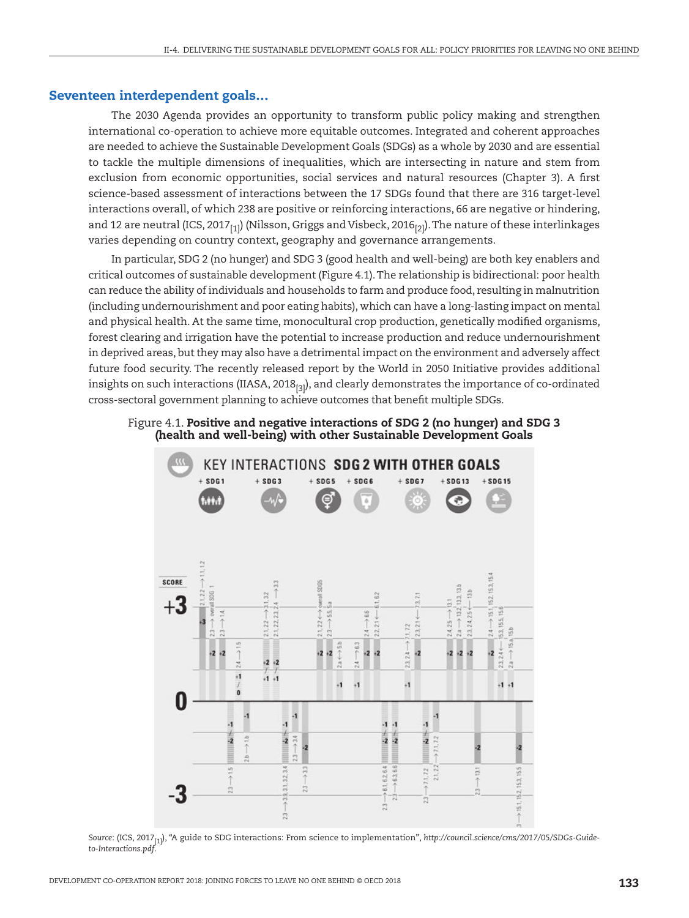## Seventeen interdependent goals…

The 2030 Agenda provides an opportunity to transform public policy making and strengthen international co-operation to achieve more equitable outcomes. Integrated and coherent approaches are needed to achieve the Sustainable Development Goals (SDGs) as a whole by 2030 and are essential to tackle the multiple dimensions of inequalities, which are intersecting in nature and stem from exclusion from economic opportunities, social services and natural resources (Chapter 3). A first science-based assessment of interactions between the 17 SDGs found that there are 316 target-level interactions overall, of which 238 are positive or reinforcing interactions, 66 are negative or hindering, and 12 are neutral (ICS, 2017[1]) (Nilsson, Griggs and Visbeck, 2016[2]). The nature of these interlinkages varies depending on country context, geography and governance arrangements.

In particular, SDG 2 (no hunger) and SDG 3 (good health and well-being) are both key enablers and critical outcomes of sustainable development (Figure 4.1). The relationship is bidirectional: poor health can reduce the ability of individuals and households to farm and produce food, resulting in malnutrition (including undernourishment and poor eating habits), which can have a long-lasting impact on mental and physical health. At the same time, monocultural crop production, genetically modified organisms, forest clearing and irrigation have the potential to increase production and reduce undernourishment in deprived areas, but they may also have a detrimental impact on the environment and adversely affect future food security. The recently released report by the World in 2050 Initiative provides additional insights on such interactions (IIASA, 2018[3]), and clearly demonstrates the importance of co-ordinated cross-sectoral government planning to achieve outcomes that benefit multiple SDGs.

Figure 4.1. **Positive and negative interactions of SDG 2 (no hunger) and SDG 3 (health and well-being) with other Sustainable Development Goals**

*Source:* (ICS, 2017[1]), "A guide to SDG interactions: From science to implementation", *http://council.science/cms/2017/05/SDGs-Guide-to-Interactions.pdf*.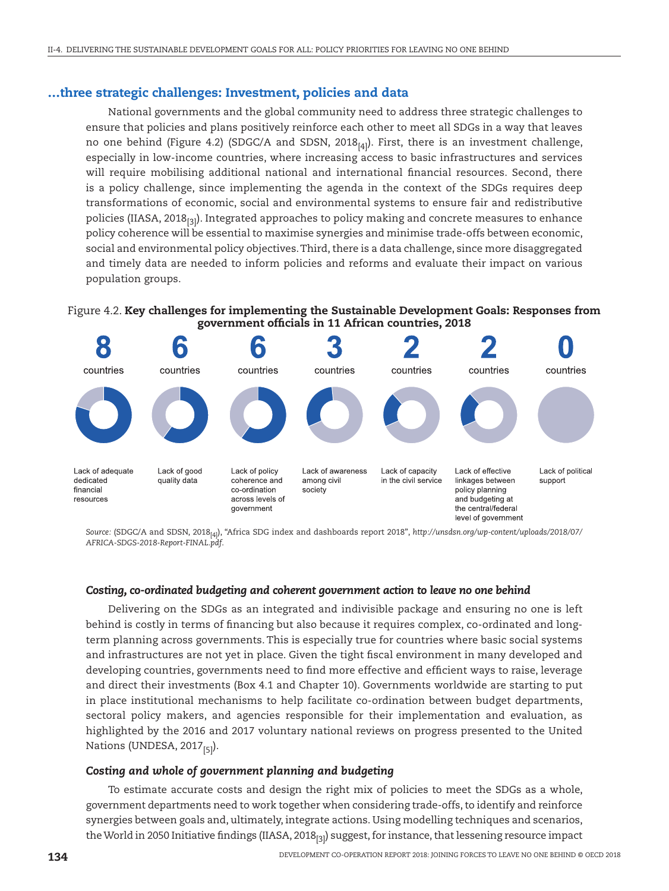## …three strategic challenges: Investment, policies and data

National governments and the global community need to address three strategic challenges to ensure that policies and plans positively reinforce each other to meet all SDGs in a way that leaves no one behind (Figure 4.2) (SDGC/A and SDSN, 2018[4]). First, there is an investment challenge, especially in low-income countries, where increasing access to basic infrastructures and services will require mobilising additional national and international financial resources. Second, there is a policy challenge, since implementing the agenda in the context of the SDGs requires deep transformations of economic, social and environmental systems to ensure fair and redistributive policies (IIASA, 2018[3]). Integrated approaches to policy making and concrete measures to enhance policy coherence will be essential to maximise synergies and minimise trade-offs between economic, social and environmental policy objectives. Third, there is a data challenge, since more disaggregated and timely data are needed to inform policies and reforms and evaluate their impact on various population groups.

Figure 4.2. **Key challenges for implementing the Sustainable Development Goals: Responses from government officials in 11 African countries, 2018**

| Challenge | Countries |
|---|---|
| Lack of adequate dedicated financial resources | 8 countries |
| Lack of good quality data | 6 countries |
| Lack of policy coherence and co-ordination across levels of government | 6 countries |
| Lack of awareness among civil society | 3 countries |
| Lack of capacity in the civil service | 2 countries |
| Lack of effective linkages between policy planning and budgeting at the central/federal level of government | 2 countries |
| Lack of political support | 0 countries |

*Source:* (SDGC/A and SDSN, 2018[4]), "Africa SDG index and dashboards report 2018", *http://unsdsn.org/wp-content/uploads/2018/07/AFRICA-SDGS-2018-Report-FINAL.pdf*.

### *Costing, co-ordinated budgeting and coherent government action to leave no one behind*

Delivering on the SDGs as an integrated and indivisible package and ensuring no one is left behind is costly in terms of financing but also because it requires complex, co-ordinated and long-term planning across governments. This is especially true for countries where basic social systems and infrastructures are not yet in place. Given the tight fiscal environment in many developed and developing countries, governments need to find more effective and efficient ways to raise, leverage and direct their investments (Box 4.1 and Chapter 10). Governments worldwide are starting to put in place institutional mechanisms to help facilitate co-ordination between budget departments, sectoral policy makers, and agencies responsible for their implementation and evaluation, as highlighted by the 2016 and 2017 voluntary national reviews on progress presented to the United Nations (UNDESA, 2017[5]).

### *Costing and whole of government planning and budgeting*

To estimate accurate costs and design the right mix of policies to meet the SDGs as a whole, government departments need to work together when considering trade-offs, to identify and reinforce synergies between goals and, ultimately, integrate actions. Using modelling techniques and scenarios, the World in 2050 Initiative findings (IIASA, 2018[3]) suggest, for instance, that lessening resource impact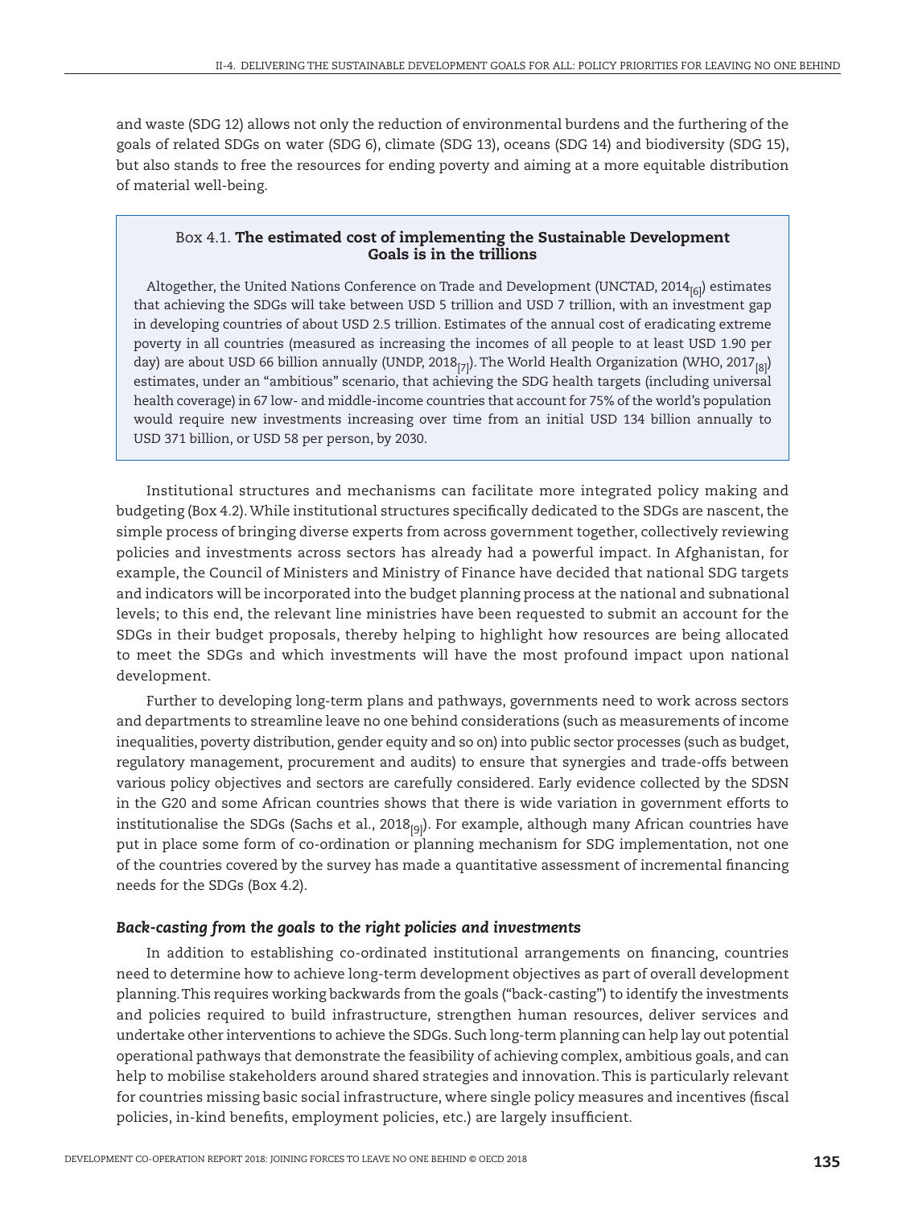and waste (SDG 12) allows not only the reduction of environmental burdens and the furthering of the goals of related SDGs on water (SDG 6), climate (SDG 13), oceans (SDG 14) and biodiversity (SDG 15), but also stands to free the resources for ending poverty and aiming at a more equitable distribution of material well-being.

> Box 4.1. **The estimated cost of implementing the Sustainable Development Goals is in the trillions**
>
> Altogether, the United Nations Conference on Trade and Development (UNCTAD, 2014[6]) estimates that achieving the SDGs will take between USD 5 trillion and USD 7 trillion, with an investment gap in developing countries of about USD 2.5 trillion. Estimates of the annual cost of eradicating extreme poverty in all countries (measured as increasing the incomes of all people to at least USD 1.90 per day) are about USD 66 billion annually (UNDP, 2018[7]). The World Health Organization (WHO, 2017[8]) estimates, under an "ambitious" scenario, that achieving the SDG health targets (including universal health coverage) in 67 low- and middle-income countries that account for 75% of the world's population would require new investments increasing over time from an initial USD 134 billion annually to USD 371 billion, or USD 58 per person, by 2030.

Institutional structures and mechanisms can facilitate more integrated policy making and budgeting (Box 4.2). While institutional structures specifically dedicated to the SDGs are nascent, the simple process of bringing diverse experts from across government together, collectively reviewing policies and investments across sectors has already had a powerful impact. In Afghanistan, for example, the Council of Ministers and Ministry of Finance have decided that national SDG targets and indicators will be incorporated into the budget planning process at the national and subnational levels; to this end, the relevant line ministries have been requested to submit an account for the SDGs in their budget proposals, thereby helping to highlight how resources are being allocated to meet the SDGs and which investments will have the most profound impact upon national development.

Further to developing long-term plans and pathways, governments need to work across sectors and departments to streamline leave no one behind considerations (such as measurements of income inequalities, poverty distribution, gender equity and so on) into public sector processes (such as budget, regulatory management, procurement and audits) to ensure that synergies and trade-offs between various policy objectives and sectors are carefully considered. Early evidence collected by the SDSN in the G20 and some African countries shows that there is wide variation in government efforts to institutionalise the SDGs (Sachs et al., 2018[9]). For example, although many African countries have put in place some form of co-ordination or planning mechanism for SDG implementation, not one of the countries covered by the survey has made a quantitative assessment of incremental financing needs for the SDGs (Box 4.2).

### *Back-casting from the goals to the right policies and investments*

In addition to establishing co-ordinated institutional arrangements on financing, countries need to determine how to achieve long-term development objectives as part of overall development planning. This requires working backwards from the goals ("back-casting") to identify the investments and policies required to build infrastructure, strengthen human resources, deliver services and undertake other interventions to achieve the SDGs. Such long-term planning can help lay out potential operational pathways that demonstrate the feasibility of achieving complex, ambitious goals, and can help to mobilise stakeholders around shared strategies and innovation. This is particularly relevant for countries missing basic social infrastructure, where single policy measures and incentives (fiscal policies, in-kind benefits, employment policies, etc.) are largely insufficient.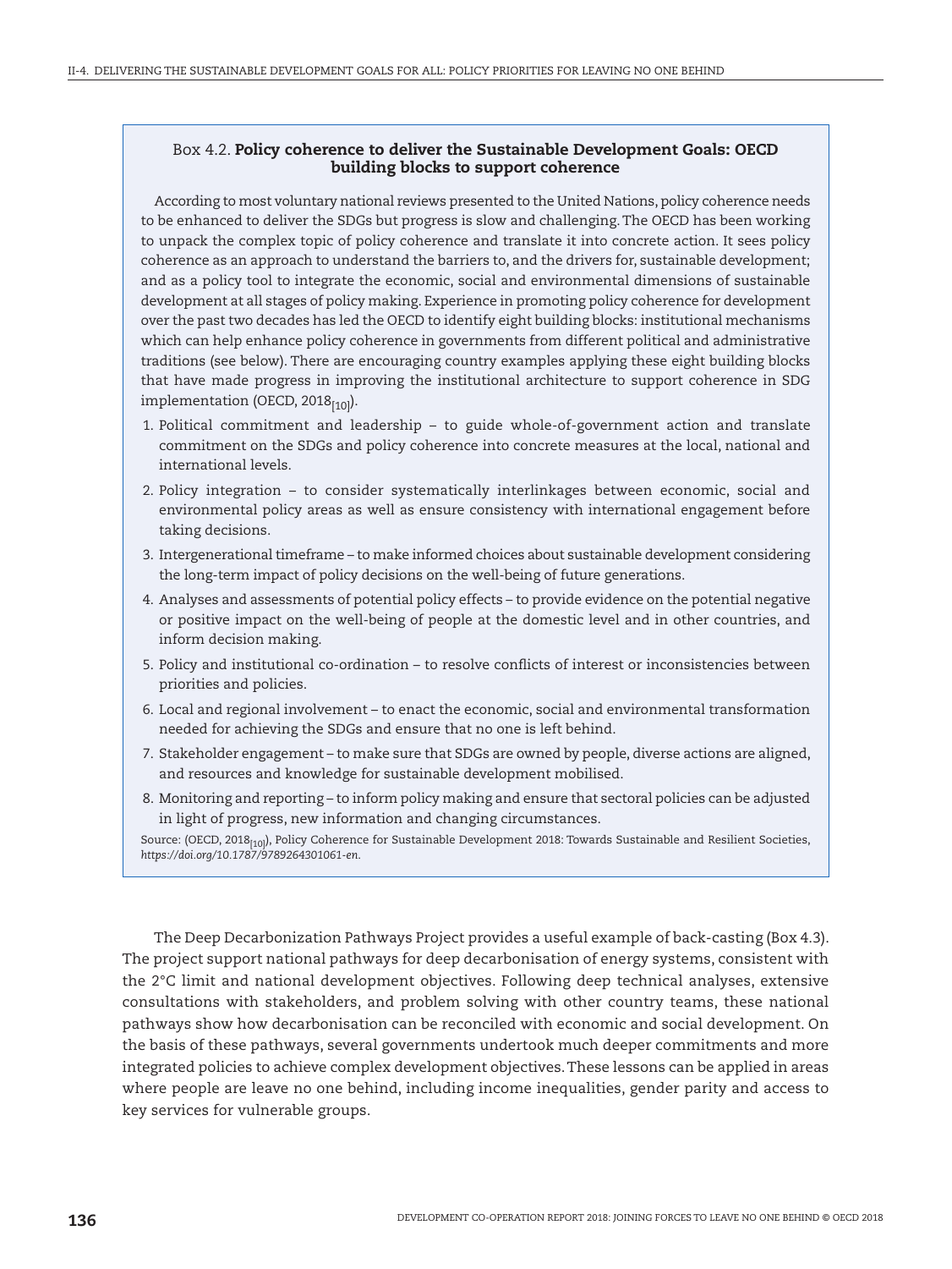### Box 4.2. **Policy coherence to deliver the Sustainable Development Goals: OECD building blocks to support coherence**

According to most voluntary national reviews presented to the United Nations, policy coherence needs to be enhanced to deliver the SDGs but progress is slow and challenging. The OECD has been working to unpack the complex topic of policy coherence and translate it into concrete action. It sees policy coherence as an approach to understand the barriers to, and the drivers for, sustainable development; and as a policy tool to integrate the economic, social and environmental dimensions of sustainable development at all stages of policy making. Experience in promoting policy coherence for development over the past two decades has led the OECD to identify eight building blocks: institutional mechanisms which can help enhance policy coherence in governments from different political and administrative traditions (see below). There are encouraging country examples applying these eight building blocks that have made progress in improving the institutional architecture to support coherence in SDG implementation (OECD, 2018[10]).

1. Political commitment and leadership – to guide whole-of-government action and translate commitment on the SDGs and policy coherence into concrete measures at the local, national and international levels.
2. Policy integration – to consider systematically interlinkages between economic, social and environmental policy areas as well as ensure consistency with international engagement before taking decisions.
3. Intergenerational timeframe – to make informed choices about sustainable development considering the long-term impact of policy decisions on the well-being of future generations.
4. Analyses and assessments of potential policy effects – to provide evidence on the potential negative or positive impact on the well-being of people at the domestic level and in other countries, and inform decision making.
5. Policy and institutional co-ordination – to resolve conflicts of interest or inconsistencies between priorities and policies.
6. Local and regional involvement – to enact the economic, social and environmental transformation needed for achieving the SDGs and ensure that no one is left behind.
7. Stakeholder engagement – to make sure that SDGs are owned by people, diverse actions are aligned, and resources and knowledge for sustainable development mobilised.
8. Monitoring and reporting – to inform policy making and ensure that sectoral policies can be adjusted in light of progress, new information and changing circumstances.

Source: (OECD, 2018[10]), Policy Coherence for Sustainable Development 2018: Towards Sustainable and Resilient Societies, *https://doi.org/10.1787/9789264301061-en*.

The Deep Decarbonization Pathways Project provides a useful example of back-casting (Box 4.3). The project support national pathways for deep decarbonisation of energy systems, consistent with the 2°C limit and national development objectives. Following deep technical analyses, extensive consultations with stakeholders, and problem solving with other country teams, these national pathways show how decarbonisation can be reconciled with economic and social development. On the basis of these pathways, several governments undertook much deeper commitments and more integrated policies to achieve complex development objectives. These lessons can be applied in areas where people are leave no one behind, including income inequalities, gender parity and access to key services for vulnerable groups.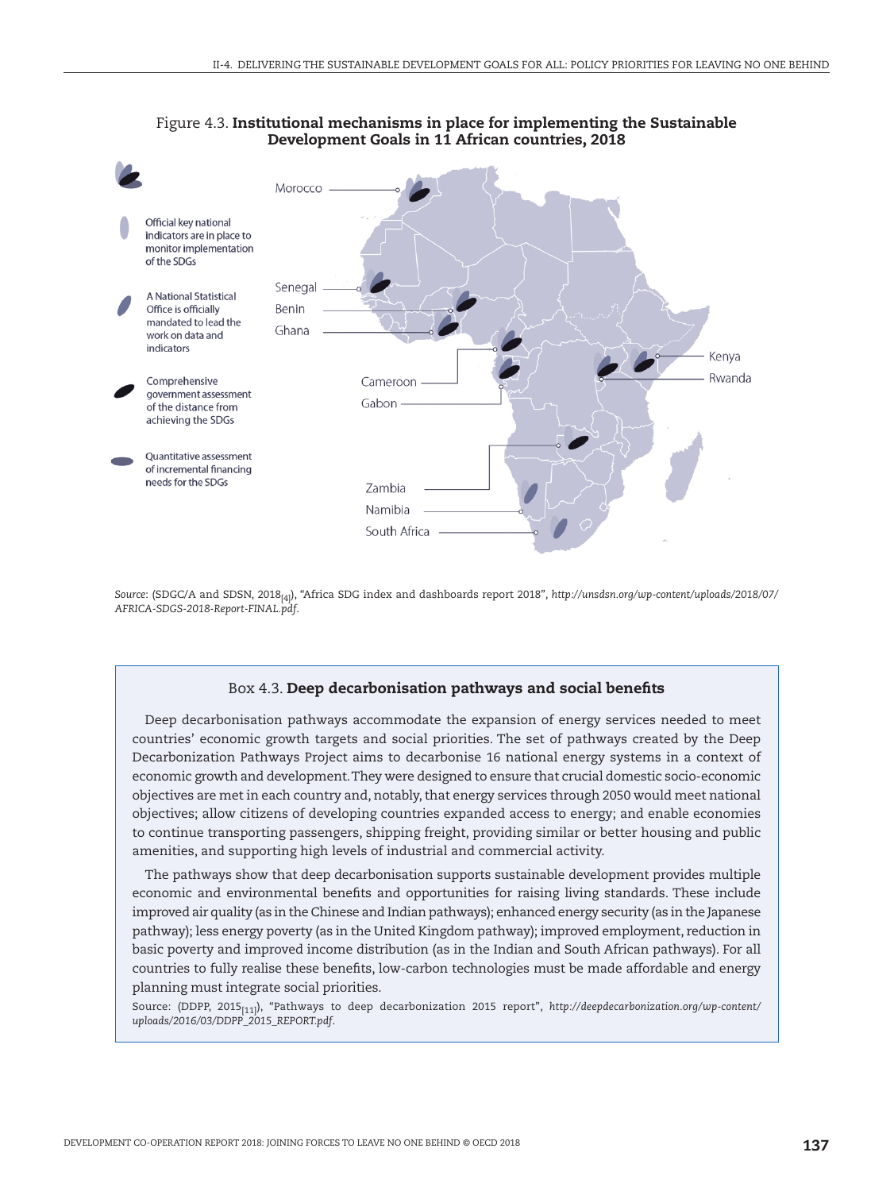Figure 4.3. **Institutional mechanisms in place for implementing the Sustainable Development Goals in 11 African countries, 2018**

- Official key national indicators are in place to monitor implementation of the SDGs
- A National Statistical Office is officially mandated to lead the work on data and indicators
- Comprehensive government assessment of the distance from achieving the SDGs
- Quantitative assessment of incremental financing needs for the SDGs

Morocco, Senegal, Benin, Ghana, Cameroon, Gabon, Kenya, Rwanda, Zambia, Namibia, South Africa

*Source*: (SDGC/A and SDSN, 2018[4]), "Africa SDG index and dashboards report 2018", *http://unsdsn.org/wp-content/uploads/2018/07/AFRICA-SDGS-2018-Report-FINAL.pdf*.

### Box 4.3. **Deep decarbonisation pathways and social benefits**

Deep decarbonisation pathways accommodate the expansion of energy services needed to meet countries' economic growth targets and social priorities. The set of pathways created by the Deep Decarbonization Pathways Project aims to decarbonise 16 national energy systems in a context of economic growth and development. They were designed to ensure that crucial domestic socio-economic objectives are met in each country and, notably, that energy services through 2050 would meet national objectives; allow citizens of developing countries expanded access to energy; and enable economies to continue transporting passengers, shipping freight, providing similar or better housing and public amenities, and supporting high levels of industrial and commercial activity.

The pathways show that deep decarbonisation supports sustainable development provides multiple economic and environmental benefits and opportunities for raising living standards. These include improved air quality (as in the Chinese and Indian pathways); enhanced energy security (as in the Japanese pathway); less energy poverty (as in the United Kingdom pathway); improved employment, reduction in basic poverty and improved income distribution (as in the Indian and South African pathways). For all countries to fully realise these benefits, low-carbon technologies must be made affordable and energy planning must integrate social priorities.

Source: (DDPP, 2015[11]), "Pathways to deep decarbonization 2015 report", *http://deepdecarbonization.org/wp-content/uploads/2016/03/DDPP_2015_REPORT.pdf*.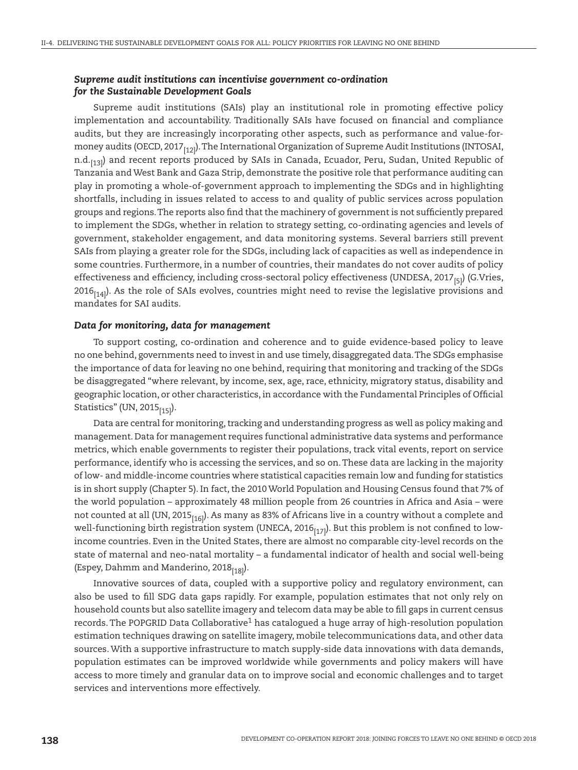### *Supreme audit institutions can incentivise government co-ordination for the Sustainable Development Goals*

Supreme audit institutions (SAIs) play an institutional role in promoting effective policy implementation and accountability. Traditionally SAIs have focused on financial and compliance audits, but they are increasingly incorporating other aspects, such as performance and value-for-money audits (OECD, 2017[12]). The International Organization of Supreme Audit Institutions (INTOSAI, n.d.[13]) and recent reports produced by SAIs in Canada, Ecuador, Peru, Sudan, United Republic of Tanzania and West Bank and Gaza Strip, demonstrate the positive role that performance auditing can play in promoting a whole-of-government approach to implementing the SDGs and in highlighting shortfalls, including in issues related to access to and quality of public services across population groups and regions. The reports also find that the machinery of government is not sufficiently prepared to implement the SDGs, whether in relation to strategy setting, co-ordinating agencies and levels of government, stakeholder engagement, and data monitoring systems. Several barriers still prevent SAIs from playing a greater role for the SDGs, including lack of capacities as well as independence in some countries. Furthermore, in a number of countries, their mandates do not cover audits of policy effectiveness and efficiency, including cross-sectoral policy effectiveness (UNDESA, 2017[5]) (G.Vries, 2016[14]). As the role of SAIs evolves, countries might need to revise the legislative provisions and mandates for SAI audits.

### *Data for monitoring, data for management*

To support costing, co-ordination and coherence and to guide evidence-based policy to leave no one behind, governments need to invest in and use timely, disaggregated data. The SDGs emphasise the importance of data for leaving no one behind, requiring that monitoring and tracking of the SDGs be disaggregated "where relevant, by income, sex, age, race, ethnicity, migratory status, disability and geographic location, or other characteristics, in accordance with the Fundamental Principles of Official Statistics" (UN, 2015[15]).

Data are central for monitoring, tracking and understanding progress as well as policy making and management. Data for management requires functional administrative data systems and performance metrics, which enable governments to register their populations, track vital events, report on service performance, identify who is accessing the services, and so on. These data are lacking in the majority of low- and middle-income countries where statistical capacities remain low and funding for statistics is in short supply (Chapter 5). In fact, the 2010 World Population and Housing Census found that 7% of the world population – approximately 48 million people from 26 countries in Africa and Asia – were not counted at all (UN, 2015[16]). As many as 83% of Africans live in a country without a complete and well-functioning birth registration system (UNECA, 2016[17]). But this problem is not confined to low-income countries. Even in the United States, there are almost no comparable city-level records on the state of maternal and neo-natal mortality – a fundamental indicator of health and social well-being (Espey, Dahmm and Manderino, 2018[18]).

Innovative sources of data, coupled with a supportive policy and regulatory environment, can also be used to fill SDG data gaps rapidly. For example, population estimates that not only rely on household counts but also satellite imagery and telecom data may be able to fill gaps in current census records. The POPGRID Data Collaborative[1] has catalogued a huge array of high-resolution population estimation techniques drawing on satellite imagery, mobile telecommunications data, and other data sources. With a supportive infrastructure to match supply-side data innovations with data demands, population estimates can be improved worldwide while governments and policy makers will have access to more timely and granular data on to improve social and economic challenges and to target services and interventions more effectively.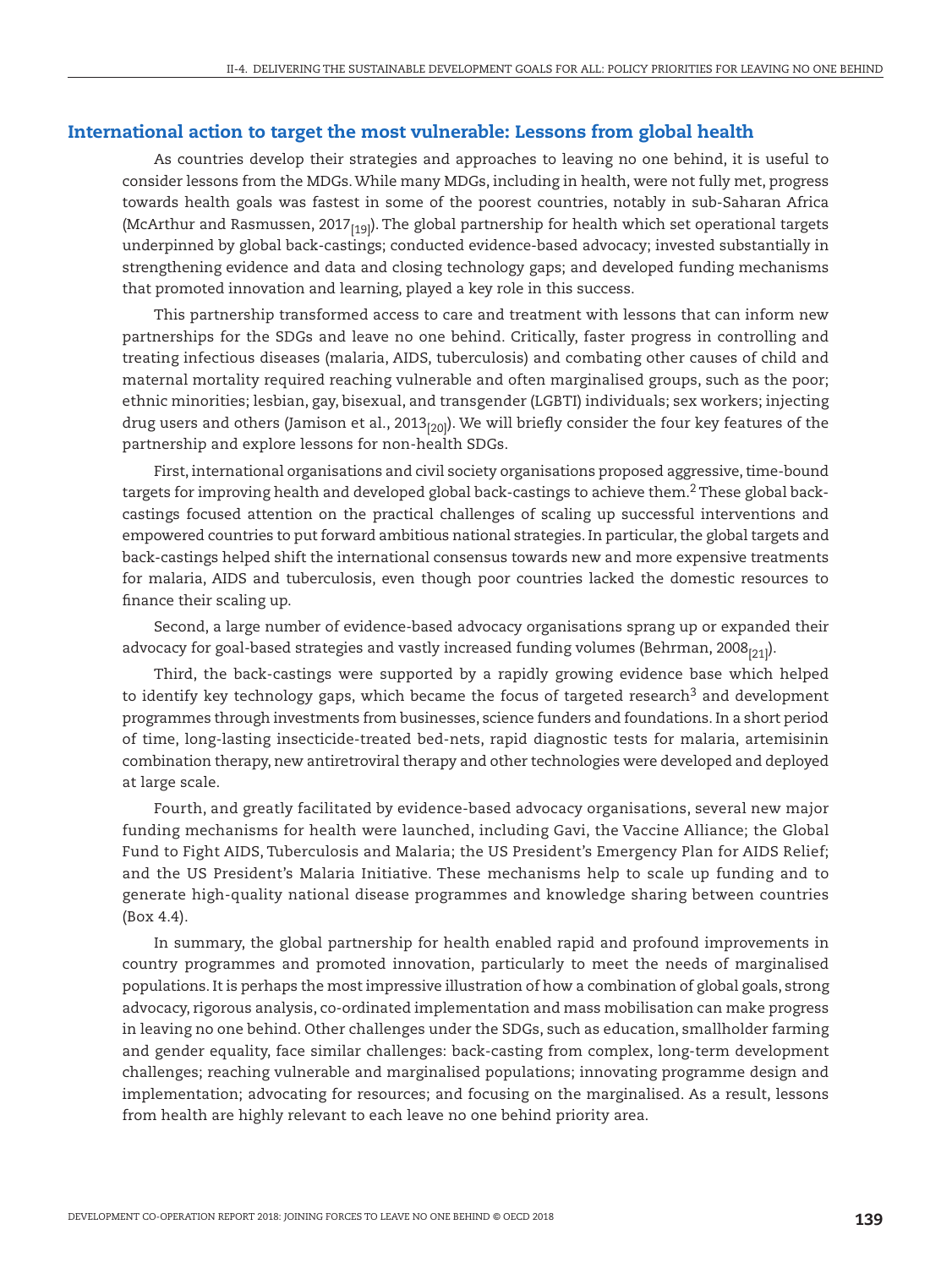## International action to target the most vulnerable: Lessons from global health

As countries develop their strategies and approaches to leaving no one behind, it is useful to consider lessons from the MDGs. While many MDGs, including in health, were not fully met, progress towards health goals was fastest in some of the poorest countries, notably in sub-Saharan Africa (McArthur and Rasmussen, 2017[19]). The global partnership for health which set operational targets underpinned by global back-castings; conducted evidence-based advocacy; invested substantially in strengthening evidence and data and closing technology gaps; and developed funding mechanisms that promoted innovation and learning, played a key role in this success.

This partnership transformed access to care and treatment with lessons that can inform new partnerships for the SDGs and leave no one behind. Critically, faster progress in controlling and treating infectious diseases (malaria, AIDS, tuberculosis) and combating other causes of child and maternal mortality required reaching vulnerable and often marginalised groups, such as the poor; ethnic minorities; lesbian, gay, bisexual, and transgender (LGBTI) individuals; sex workers; injecting drug users and others (Jamison et al., 2013[20]). We will briefly consider the four key features of the partnership and explore lessons for non-health SDGs.

First, international organisations and civil society organisations proposed aggressive, time-bound targets for improving health and developed global back-castings to achieve them.[2] These global back-castings focused attention on the practical challenges of scaling up successful interventions and empowered countries to put forward ambitious national strategies. In particular, the global targets and back-castings helped shift the international consensus towards new and more expensive treatments for malaria, AIDS and tuberculosis, even though poor countries lacked the domestic resources to finance their scaling up.

Second, a large number of evidence-based advocacy organisations sprang up or expanded their advocacy for goal-based strategies and vastly increased funding volumes (Behrman, 2008[21]).

Third, the back-castings were supported by a rapidly growing evidence base which helped to identify key technology gaps, which became the focus of targeted research[3] and development programmes through investments from businesses, science funders and foundations. In a short period of time, long-lasting insecticide-treated bed-nets, rapid diagnostic tests for malaria, artemisinin combination therapy, new antiretroviral therapy and other technologies were developed and deployed at large scale.

Fourth, and greatly facilitated by evidence-based advocacy organisations, several new major funding mechanisms for health were launched, including Gavi, the Vaccine Alliance; the Global Fund to Fight AIDS, Tuberculosis and Malaria; the US President's Emergency Plan for AIDS Relief; and the US President's Malaria Initiative. These mechanisms help to scale up funding and to generate high-quality national disease programmes and knowledge sharing between countries (Box 4.4).

In summary, the global partnership for health enabled rapid and profound improvements in country programmes and promoted innovation, particularly to meet the needs of marginalised populations. It is perhaps the most impressive illustration of how a combination of global goals, strong advocacy, rigorous analysis, co-ordinated implementation and mass mobilisation can make progress in leaving no one behind. Other challenges under the SDGs, such as education, smallholder farming and gender equality, face similar challenges: back-casting from complex, long-term development challenges; reaching vulnerable and marginalised populations; innovating programme design and implementation; advocating for resources; and focusing on the marginalised. As a result, lessons from health are highly relevant to each leave no one behind priority area.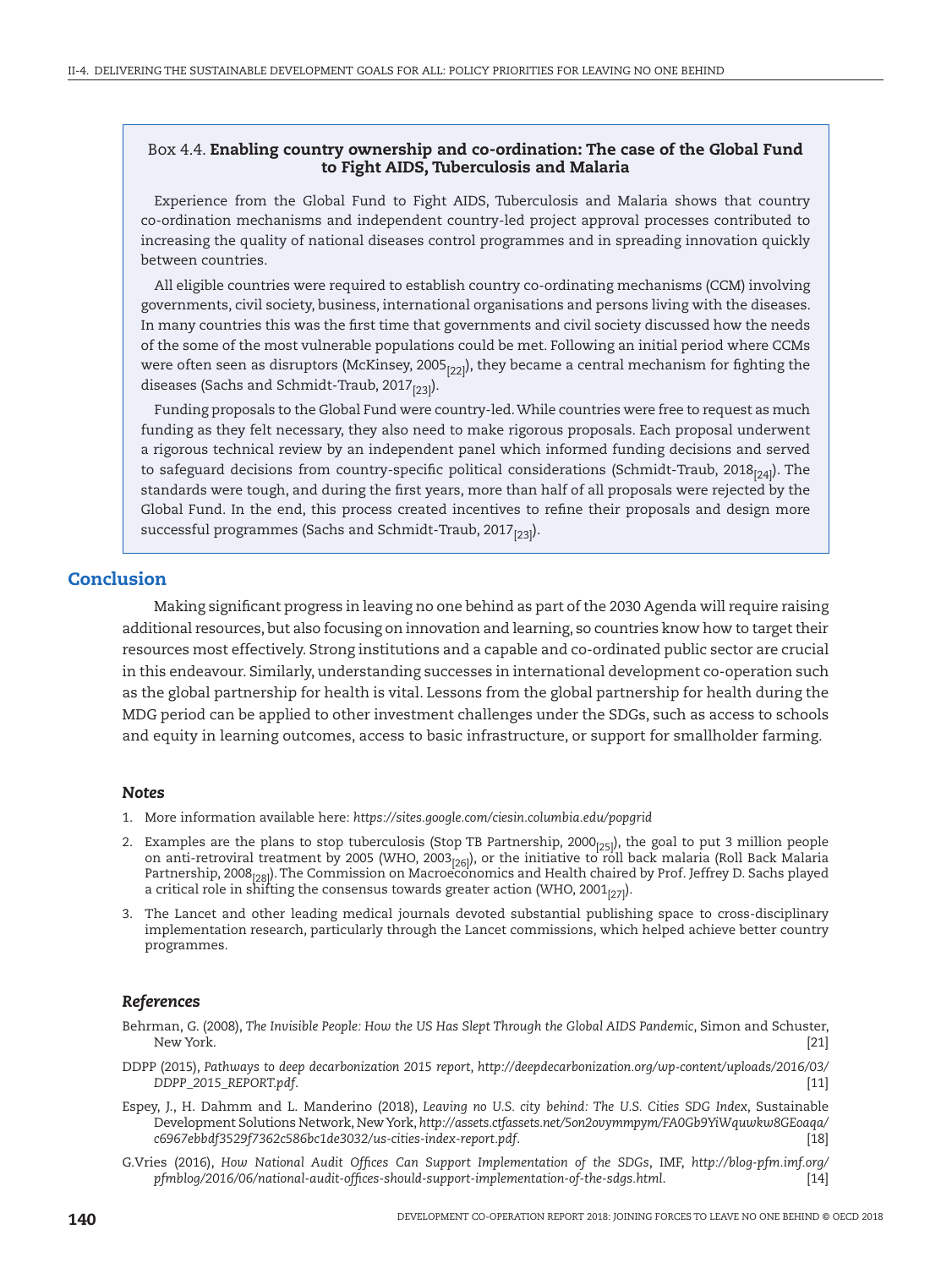### Box 4.4. **Enabling country ownership and co-ordination: The case of the Global Fund to Fight AIDS, Tuberculosis and Malaria**

Experience from the Global Fund to Fight AIDS, Tuberculosis and Malaria shows that country co-ordination mechanisms and independent country-led project approval processes contributed to increasing the quality of national diseases control programmes and in spreading innovation quickly between countries.

All eligible countries were required to establish country co-ordinating mechanisms (CCM) involving governments, civil society, business, international organisations and persons living with the diseases. In many countries this was the first time that governments and civil society discussed how the needs of the some of the most vulnerable populations could be met. Following an initial period where CCMs were often seen as disruptors (McKinsey, 2005[22]), they became a central mechanism for fighting the diseases (Sachs and Schmidt-Traub, 2017[23]).

Funding proposals to the Global Fund were country-led. While countries were free to request as much funding as they felt necessary, they also need to make rigorous proposals. Each proposal underwent a rigorous technical review by an independent panel which informed funding decisions and served to safeguard decisions from country-specific political considerations (Schmidt-Traub, 2018[24]). The standards were tough, and during the first years, more than half of all proposals were rejected by the Global Fund. In the end, this process created incentives to refine their proposals and design more successful programmes (Sachs and Schmidt-Traub, 2017[23]).

## Conclusion

Making significant progress in leaving no one behind as part of the 2030 Agenda will require raising additional resources, but also focusing on innovation and learning, so countries know how to target their resources most effectively. Strong institutions and a capable and co-ordinated public sector are crucial in this endeavour. Similarly, understanding successes in international development co-operation such as the global partnership for health is vital. Lessons from the global partnership for health during the MDG period can be applied to other investment challenges under the SDGs, such as access to schools and equity in learning outcomes, access to basic infrastructure, or support for smallholder farming.

### *Notes*

1. More information available here: *https://sites.google.com/ciesin.columbia.edu/popgrid*
2. Examples are the plans to stop tuberculosis (Stop TB Partnership, 2000[25]), the goal to put 3 million people on anti-retroviral treatment by 2005 (WHO, 2003[26]), or the initiative to roll back malaria (Roll Back Malaria Partnership, 2008[28]). The Commission on Macroeconomics and Health chaired by Prof. Jeffrey D. Sachs played a critical role in shifting the consensus towards greater action (WHO, 2001[27]).
3. The Lancet and other leading medical journals devoted substantial publishing space to cross-disciplinary implementation research, particularly through the Lancet commissions, which helped achieve better country programmes.

### *References*

Behrman, G. (2008), *The Invisible People: How the US Has Slept Through the Global AIDS Pandemic*, Simon and Schuster, New York. [21]

DDPP (2015), *Pathways to deep decarbonization 2015 report*, *http://deepdecarbonization.org/wp-content/uploads/2016/03/DDPP_2015_REPORT.pdf*. [11]

Espey, J., H. Dahmm and L. Manderino (2018), *Leaving no U.S. city behind: The U.S. Cities SDG Index*, Sustainable Development Solutions Network, New York, *http://assets.ctfassets.net/5on2ovymmpym/FA0Gb9YiWquwkw8GEoaqa/c6967ebbdf3529f7362c586bc1de3032/us-cities-index-report.pdf*. [18]

G.Vries (2016), *How National Audit Offices Can Support Implementation of the SDGs*, IMF, *http://blog-pfm.imf.org/pfmblog/2016/06/national-audit-offices-should-support-implementation-of-the-sdgs.html*. [14]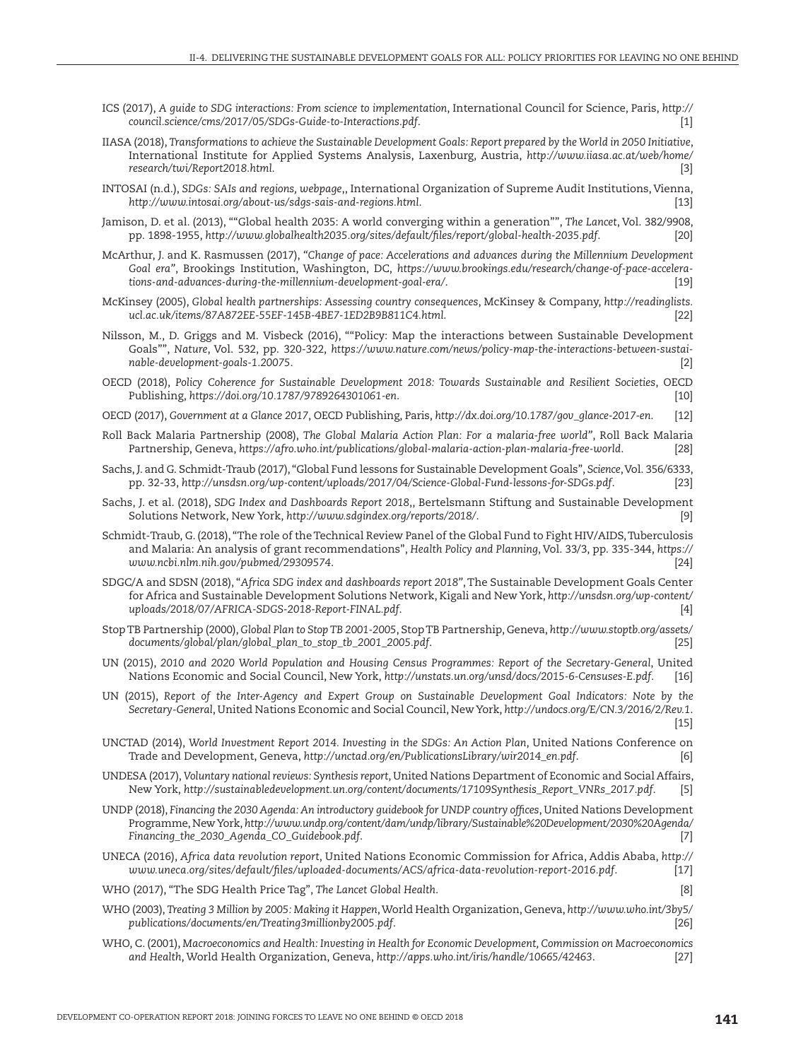ICS (2017), *A guide to SDG interactions: From science to implementation*, International Council for Science, Paris, *http://council.science/cms/2017/05/SDGs-Guide-to-Interactions.pdf*. [1]

IIASA (2018), *Transformations to achieve the Sustainable Development Goals: Report prepared by the World in 2050 Initiative*, International Institute for Applied Systems Analysis, Laxenburg, Austria, *http://www.iiasa.ac.at/web/home/research/twi/Report2018.html*. [3]

INTOSAI (n.d.), *SDGs: SAIs and regions, webpage*,, International Organization of Supreme Audit Institutions, Vienna, *http://www.intosai.org/about-us/sdgs-sais-and-regions.html*. [13]

Jamison, D. et al. (2013), ""Global health 2035: A world converging within a generation"", *The Lancet*, Vol. 382/9908, pp. 1898-1955, *http://www.globalhealth2035.org/sites/default/files/report/global-health-2035.pdf*. [20]

McArthur, J. and K. Rasmussen (2017), *"Change of pace: Accelerations and advances during the Millennium Development Goal era"*, Brookings Institution, Washington, DC, *https://www.brookings.edu/research/change-of-pace-accelerations-and-advances-during-the-millennium-development-goal-era/*. [19]

McKinsey (2005), *Global health partnerships: Assessing country consequences*, McKinsey & Company, *http://readinglists.ucl.ac.uk/items/87A872EE-55EF-145B-4BE7-1ED2B9B811C4.html*. [22]

Nilsson, M., D. Griggs and M. Visbeck (2016), ""Policy: Map the interactions between Sustainable Development Goals"", *Nature*, Vol. 532, pp. 320-322, *https://www.nature.com/news/policy-map-the-interactions-between-sustainable-development-goals-1.20075*. [2]

OECD (2018), *Policy Coherence for Sustainable Development 2018: Towards Sustainable and Resilient Societies*, OECD Publishing, *https://doi.org/10.1787/9789264301061-en*. [10]

OECD (2017), *Government at a Glance 2017*, OECD Publishing, Paris, *http://dx.doi.org/10.1787/gov_glance-2017-en*. [12]

Roll Back Malaria Partnership (2008), *The Global Malaria Action Plan: For a malaria-free world"*, Roll Back Malaria Partnership, Geneva, *https://afro.who.int/publications/global-malaria-action-plan-malaria-free-world*. [28]

Sachs, J. and G. Schmidt-Traub (2017), "Global Fund lessons for Sustainable Development Goals", *Science*, Vol. 356/6333, pp. 32-33, *http://unsdsn.org/wp-content/uploads/2017/04/Science-Global-Fund-lessons-for-SDGs.pdf*. [23]

Sachs, J. et al. (2018), *SDG Index and Dashboards Report 2018*,, Bertelsmann Stiftung and Sustainable Development Solutions Network, New York, *http://www.sdgindex.org/reports/2018/*. [9]

Schmidt-Traub, G. (2018), "The role of the Technical Review Panel of the Global Fund to Fight HIV/AIDS, Tuberculosis and Malaria: An analysis of grant recommendations", *Health Policy and Planning*, Vol. 33/3, pp. 335-344, *https://www.ncbi.nlm.nih.gov/pubmed/29309574*. [24]

SDGC/A and SDSN (2018), "*Africa SDG index and dashboards report 2018*", The Sustainable Development Goals Center for Africa and Sustainable Development Solutions Network, Kigali and New York, *http://unsdsn.org/wp-content/uploads/2018/07/AFRICA-SDGS-2018-Report-FINAL.pdf*. [4]

Stop TB Partnership (2000), *Global Plan to Stop TB 2001-2005*, Stop TB Partnership, Geneva, *http://www.stoptb.org/assets/documents/global/plan/global_plan_to_stop_tb_2001_2005.pdf*. [25]

UN (2015), *2010 and 2020 World Population and Housing Census Programmes: Report of the Secretary-General*, United Nations Economic and Social Council, New York, *http://unstats.un.org/unsd/docs/2015-6-Censuses-E.pdf*. [16]

UN (2015), *Report of the Inter-Agency and Expert Group on Sustainable Development Goal Indicators: Note by the Secretary-General*, United Nations Economic and Social Council, New York, *http://undocs.org/E/CN.3/2016/2/Rev.1*. [15]

UNCTAD (2014), *World Investment Report 2014. Investing in the SDGs: An Action Plan*, United Nations Conference on Trade and Development, Geneva, *http://unctad.org/en/PublicationsLibrary/wir2014_en.pdf*. [6]

UNDESA (2017), *Voluntary national reviews: Synthesis report*, United Nations Department of Economic and Social Affairs, New York, *http://sustainabledevelopment.un.org/content/documents/17109Synthesis_Report_VNRs_2017.pdf*. [5]

UNDP (2018), *Financing the 2030 Agenda: An introductory guidebook for UNDP country offices*, United Nations Development Programme, New York, *http://www.undp.org/content/dam/undp/library/Sustainable%20Development/2030%20Agenda/Financing_the_2030_Agenda_CO_Guidebook.pdf*. [7]

UNECA (2016), *Africa data revolution report*, United Nations Economic Commission for Africa, Addis Ababa, *http://www.uneca.org/sites/default/files/uploaded-documents/ACS/africa-data-revolution-report-2016.pdf*. [17]

WHO (2017), "The SDG Health Price Tag", *The Lancet Global Health*. [8]

WHO (2003), *Treating 3 Million by 2005: Making it Happen*, World Health Organization, Geneva, *http://www.who.int/3by5/publications/documents/en/Treating3millionby2005.pdf*. [26]

WHO, C. (2001), *Macroeconomics and Health: Investing in Health for Economic Development, Commission on Macroeconomics and Health*, World Health Organization, Geneva, *http://apps.who.int/iris/handle/10665/42463*. [27]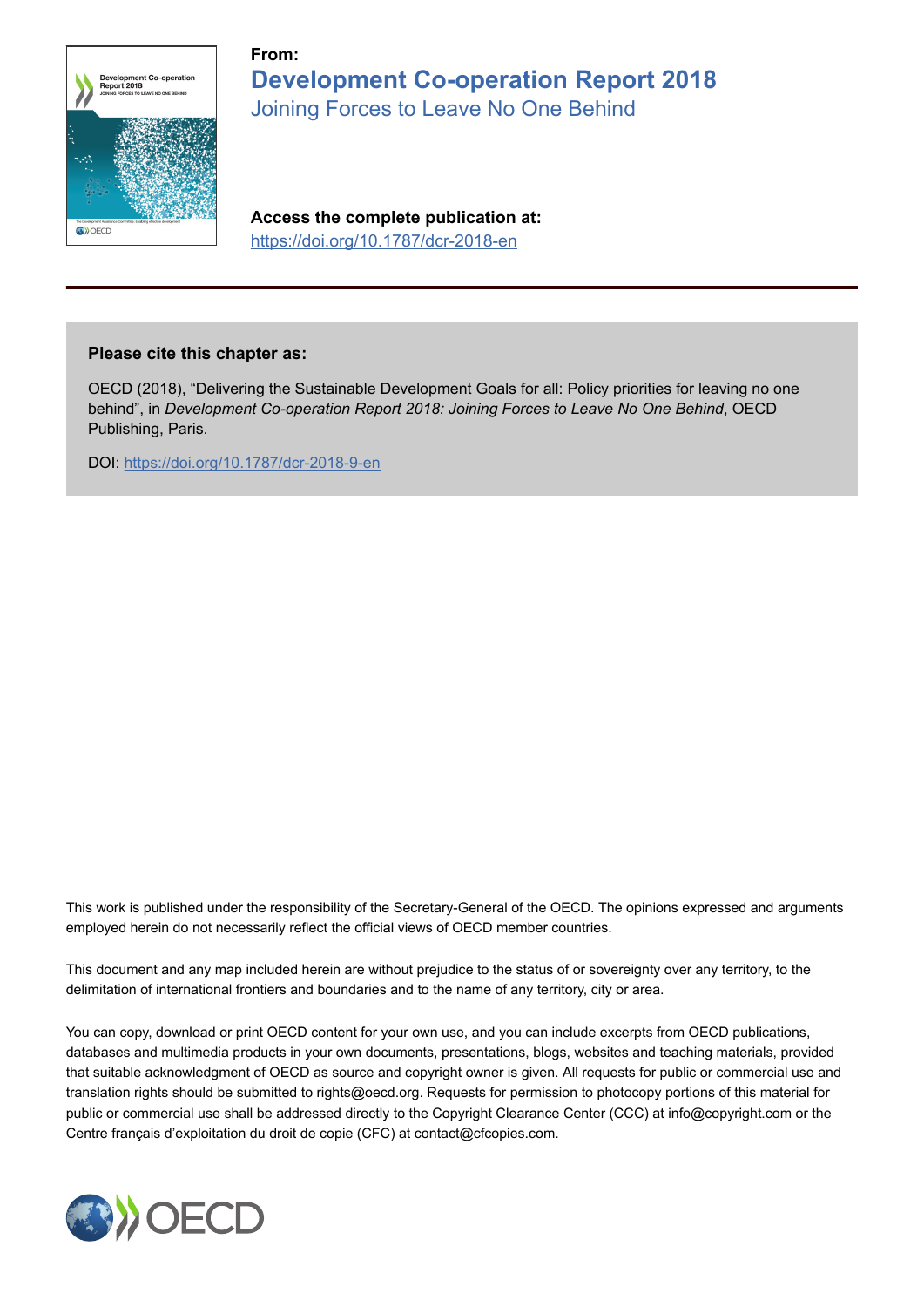**From:**
**Development Co-operation Report 2018**
Joining Forces to Leave No One Behind

**Access the complete publication at:**
https://doi.org/10.1787/dcr-2018-en

**Please cite this chapter as:**

OECD (2018), “Delivering the Sustainable Development Goals for all: Policy priorities for leaving no one behind”, in *Development Co-operation Report 2018: Joining Forces to Leave No One Behind*, OECD Publishing, Paris.

DOI: https://doi.org/10.1787/dcr-2018-9-en

This work is published under the responsibility of the Secretary-General of the OECD. The opinions expressed and arguments employed herein do not necessarily reflect the official views of OECD member countries.

This document and any map included herein are without prejudice to the status of or sovereignty over any territory, to the delimitation of international frontiers and boundaries and to the name of any territory, city or area.

You can copy, download or print OECD content for your own use, and you can include excerpts from OECD publications, databases and multimedia products in your own documents, presentations, blogs, websites and teaching materials, provided that suitable acknowledgment of OECD as source and copyright owner is given. All requests for public or commercial use and translation rights should be submitted to rights@oecd.org. Requests for permission to photocopy portions of this material for public or commercial use shall be addressed directly to the Copyright Clearance Center (CCC) at info@copyright.com or the Centre français d’exploitation du droit de copie (CFC) at contact@cfcopies.com.

OECD